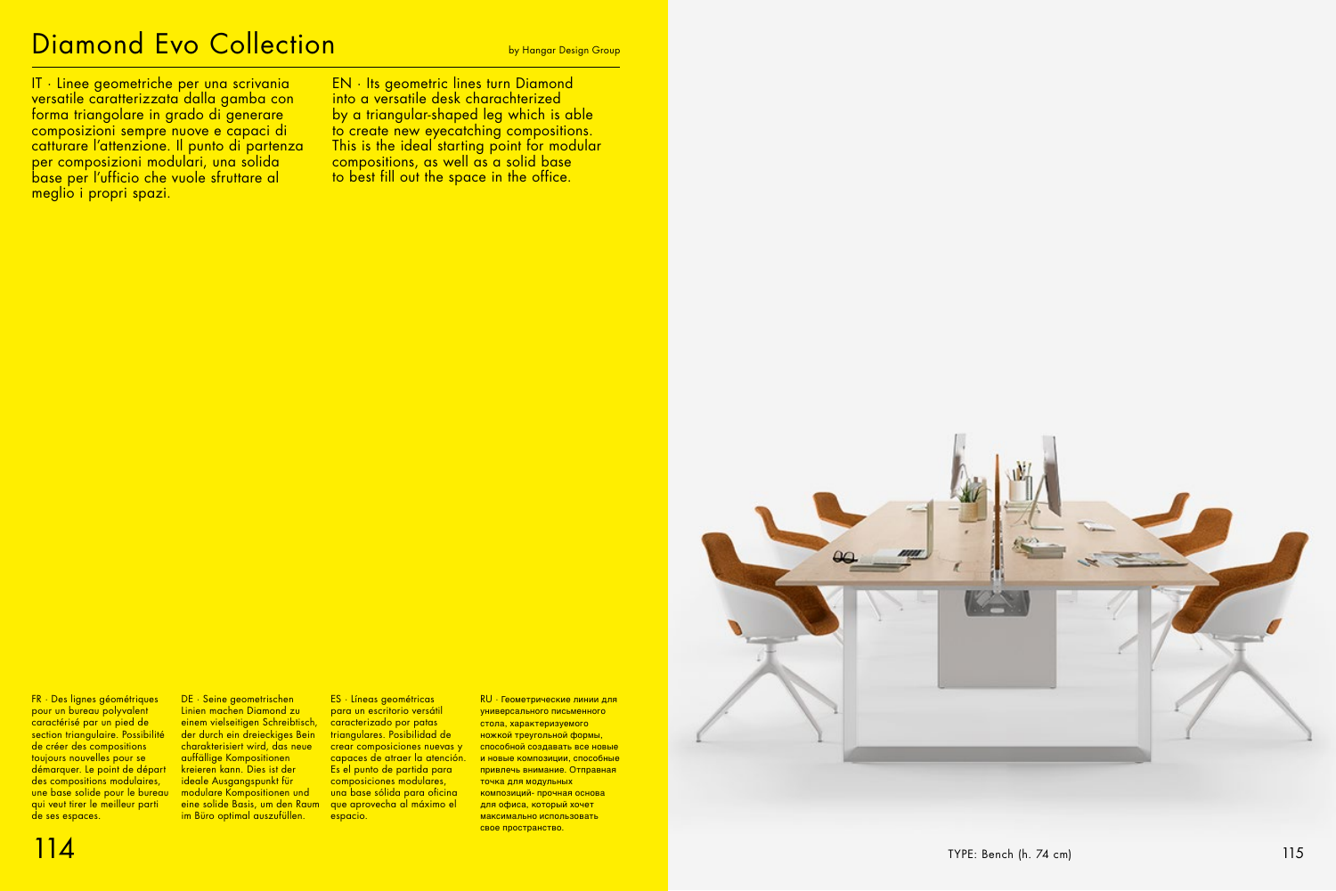# Diamond Evo Collection

by Hangar Design Group

IT · Linee geometriche per una scrivania versatile caratterizzata dalla gamba con forma triangolare in grado di generare composizioni sempre nuove e capaci di catturare l'attenzione. Il punto di partenza per composizioni modulari, una solida base per l'ufficio che vuole sfruttare al meglio i propri spazi.

EN · Its geometric lines turn Diamond into a versatile desk charachterized by a triangular-shaped leg which is able to create new eyecatching compositions. This is the ideal starting point for modular compositions, as well as a solid base to best fill out the space in the office.

FR · Des lignes géométriques pour un bureau polyvalent caractérisé par un pied de section triangulaire. Possibilité de créer des compositions toujours nouvelles pour se démarquer. Le point de départ des compositions modulaires, une base solide pour le bureau qui veut tirer le meilleur parti de ses espaces.

DE · Seine geometrischen Linien machen Diamond zu einem vielseitigen Schreibtisch, der durch ein dreieckiges Bein charakterisiert wird, das neue auffällige Kompositionen kreieren kann. Dies ist der ideale Ausgangspunkt für modulare Kompositionen und eine solide Basis, um den Raum im Büro optimal auszufüllen.

ES · Líneas geométricas para un escritorio versátil caracterizado por patas triangulares. Posibilidad de crear composiciones nuevas y capaces de atraer la atención. Es el punto de partida para composiciones modulares, una base sólida para oficina que aprovecha al máximo el espacio.

RU · Геометрические линии для универсального письменного стола, характеризуемого ножкой треугольной формы, способной создавать все новые и новые композиции, способные привлечь внимание. Отправная точка для модульных композиций- прочная основа для офиса, который хочет максимально использовать свое пространство.

TYPE: Bench (h. 74 cm)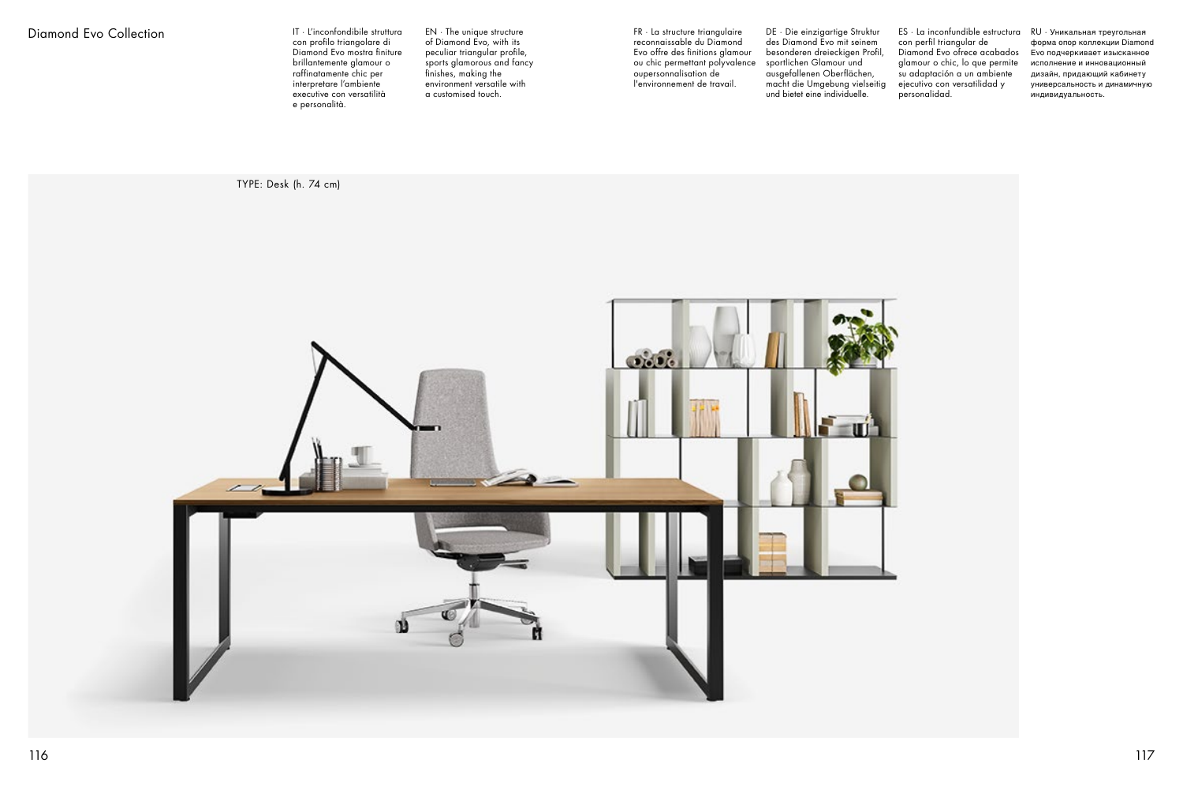# Diamond Evo Collection

IT · L'inconfondibile struttura con profilo triangolare di Diamond Evo mostra finiture brillantemente glamour o raffinatamente chic per interpretare l'ambiente executive con versatilità e personalità.

EN · The unique structure of Diamond Evo, with its peculiar triangular profile, sports glamorous and fancy finishes, making the environment versatile with a customised touch.

FR · La structure triangulaire reconnaissable du Diamond Evo offre des finitions glamour ou chic permettant polyvalence oupersonnalisation de l'environnement de travail.

DE · Die einzigartige Struktur des Diamond Evo mit seinem besonderen dreieckigen Profil, sportlichen Glamour und ausgefallenen Oberflächen, macht die Umgebung vielseitig und bietet eine individuelle.

ES · La inconfundible estructura con perfil triangular de Diamond Evo ofrece acabados glamour o chic, lo que permite su adaptación a un ambiente ejecutivo con versatilidad y personalidad.

RU · Уникальная треугольная форма опор коллекции Diamond Evo подчеркивает изысканное исполнение и инновационный дизайн, придающий кабинету универсальность и динамичную индивидуальность.

TYPE: Desk (h. 74 cm)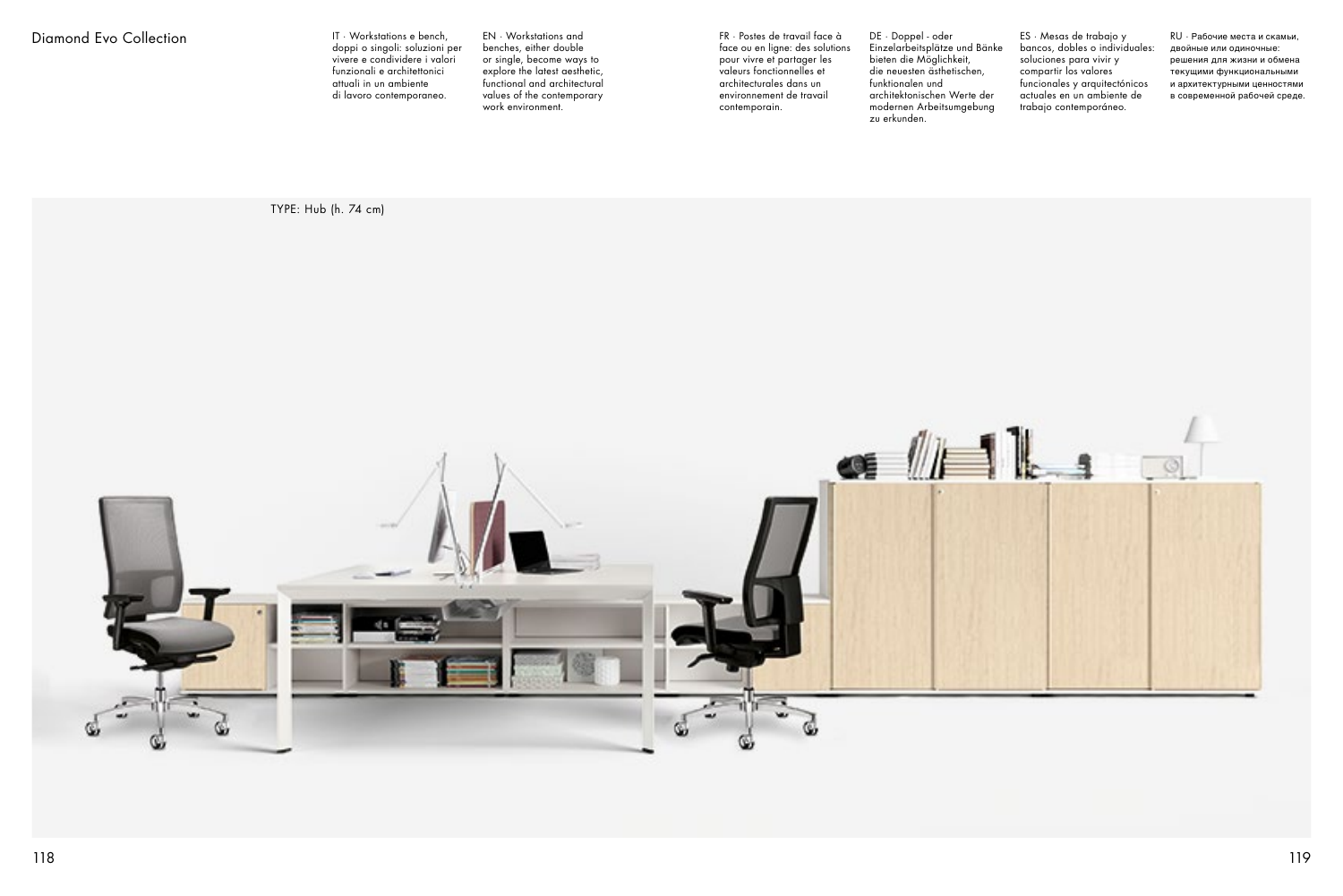# Diamond Evo Collection

IT · Workstations e bench, doppi o singoli: soluzioni per vivere e condividere i valori funzionali e architettonici attuali in un ambiente di lavoro contemporaneo.

EN · Workstations and benches, either double or single, become ways to explore the latest aesthetic, functional and architectural values of the contemporary work environment.

FR · Postes de travail face à face ou en ligne: des solutions pour vivre et partager les valeurs fonctionnelles et architecturales dans un environnement de travail contemporain.

DE · Doppel - oder Einzelarbeitsplätze und Bänke bieten die Möglichkeit, die neuesten ästhetischen, funktionalen und architektonischen Werte der modernen Arbeitsumgebung zu erkunden.

ES · Mesas de trabajo y bancos, dobles o individuales: soluciones para vivir y compartir los valores funcionales y arquitectónicos actuales en un ambiente de trabajo contemporáneo.

RU · Рабочие места и скамьи, двойные или одиночные: решения для жизни и обмена текущими функциональными и архитектурными ценностями в современной рабочей среде.

TYPE: Hub (h. 74 cm)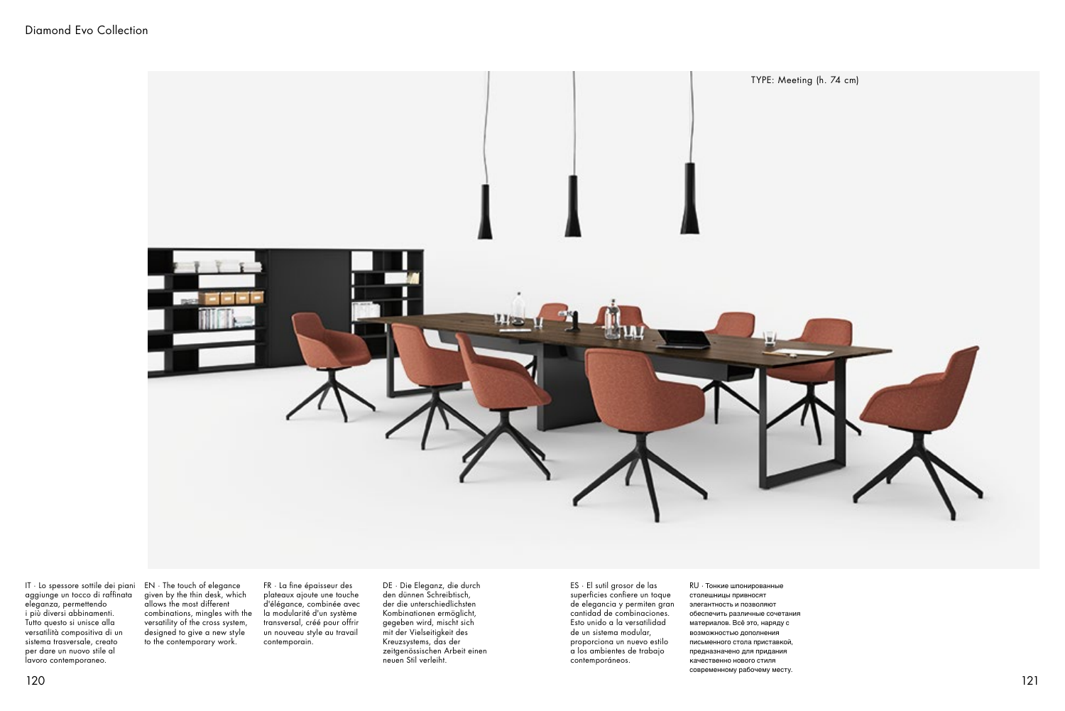TYPE: Meeting (h. 74 cm)

IT · Lo spessore sottile dei piani aggiunge un tocco di raffinata eleganza, permettendo i più diversi abbinamenti. Tutto questo si unisce alla versatilità compositiva di un sistema trasversale, creato per dare un nuovo stile al lavoro contemporaneo.

EN · The touch of elegance given by the thin desk, which allows the most different combinations, mingles with the versatility of the cross system, designed to give a new style to the contemporary work.

FR · La fine épaisseur des plateaux ajoute une touche d'élégance, combinée avec la modularité d'un système transversal, créé pour offrir un nouveau style au travail contemporain.

DE · Die Eleganz, die durch den dünnen Schreibtisch, der die unterschiedlichsten Kombinationen ermöglicht, gegeben wird, mischt sich mit der Vielseitigkeit des Kreuzsystems, das der zeitgenössischen Arbeit einen neuen Stil verleiht.

ES · El sutil grosor de las superficies confiere un toque de elegancia y permiten gran cantidad de combinaciones. Esto unido a la versatilidad de un sistema modular, proporciona un nuevo estilo a los ambientes de trabajo contemporáneos.

RU · Тонкие шпонированные столешницы привносят элегантность и позволяют обеспечить различные сочетания материалов. Всё это, наряду с возможностью дополнения письменного стола приставкой, предназначено для придания качественно нового стиля современному рабочему месту.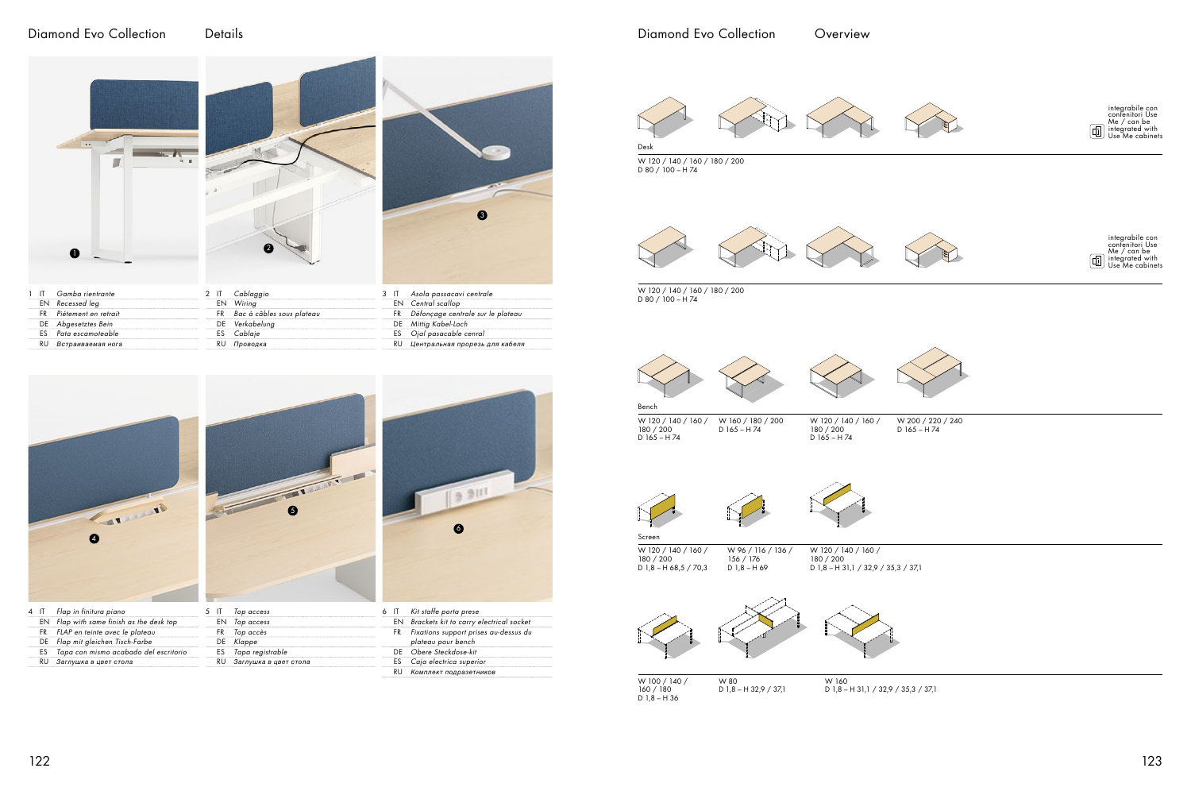# Diamond Evo Collection

## Details

1.
- IT *Gamba rientrante*
- EN *Recessed leg*
- FR *Piétement en retrait*
- DE *Abgesetztes Bein*
- ES *Pata escamoteable*
- RU *Встраиваемая нога*

2.
- IT *Cablaggio*
- EN *Wiring*
- FR *Bac à câbles sous plateau*
- DE *Verkabelung*
- ES *Cablaje*
- RU *Проводка*

3.
- IT *Asola passacavi centrale*
- EN *Central scallop*
- FR *Défonçage centrale sur le plateau*
- DE *Mittig Kabel-Loch*
- ES *Ojal pasacable cenral*
- RU *Центральная прорезь для кабеля*

4.
- IT *Flap in finitura piano*
- EN *Flap with same finish as the desk top*
- FR *FLAP en teinte avec le plateau*
- DE *Flap mit gleichen Tisch-Farbe*
- ES *Tapa con mismo acabado del escritorio*
- RU *Заглушка в цвет стола*

5.
- IT *Top access*
- EN *Top access*
- FR *Top accès*
- DE *Klappe*
- ES *Tapa registrable*
- RU *Заглушка в цвет стола*

6.
- IT *Kit staffe porta prese*
- EN *Brackets kit to carry electrical socket*
- FR *Fixations support prises au-dessus du plateau pour bench*
- DE *Obere Steckdose-kit*
- ES *Caja electrica superior*
- RU *Комплект подразетников*

# Diamond Evo Collection

## Overview

integrabile con contenitori Use Me / can be integrated with Use Me cabinets

**Desk**

W 120 / 140 / 160 / 180 / 200
D 80 / 100 – H 74

integrabile con contenitori Use Me / can be integrated with Use Me cabinets

W 120 / 140 / 160 / 180 / 200
D 80 / 100 – H 74

**Bench**

- W 120 / 140 / 160 / 180 / 200, D 165 – H 74
- W 160 / 180 / 200, D 165 – H 74
- W 120 / 140 / 160 / 180 / 200, D 165 – H 74
- W 200 / 220 / 240, D 165 – H 74

**Screen**

- W 120 / 140 / 160 / 180 / 200, D 1,8 – H 68,5 / 70,3
- W 96 / 116 / 136 / 156 / 176, D 1,8 – H 69
- W 120 / 140 / 160 / 180 / 200, D 1,8 – H 31,1 / 32,9 / 35,3 / 37,1

- W 100 / 140 / 160 / 180, D 1,8 – H 36
- W 80, D 1,8 – H 32,9 / 37,1
- W 160, D 1,8 – H 31,1 / 32,9 / 35,3 / 37,1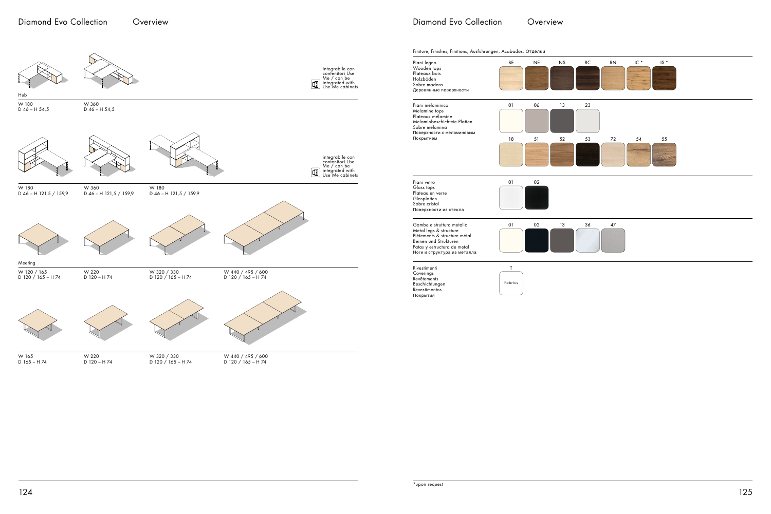# Diamond Evo Collection — Overview

Hub

integrabile con contenitori Use Me / can be integrated with Use Me cabinets

W 180
D 46 – H 54,5

W 360
D 46 – H 54,5

integrabile con contenitori Use Me / can be integrated with Use Me cabinets

W 180
D 46 – H 121,5 / 159,9

W 360
D 46 – H 121,5 / 159,9

W 180
D 46 – H 121,5 / 159,9

Meeting

W 120 / 165
D 120 / 165 – H 74

W 220
D 120 – H 74

W 320 / 330
D 120 / 165 – H 74

W 440 / 495 / 600
D 120 / 165 – H 74

W 165
D 165 – H 74

W 220
D 120 – H 74

W 320 / 330
D 120 / 165 – H 74

W 440 / 495 / 600
D 120 / 165 – H 74

# Diamond Evo Collection — Overview

Finiture, Finishes, Finitions, Ausführungen, Acabados, Отделки

| | |
|---|---|
| Piani legno<br>Wooden tops<br>Plateaux bois<br>Holzböden<br>Sobre madera<br>Деревянные поверхности | BE, NE, NS, RC, RN, IC *, IS * |
| Piani melaminico<br>Melamine tops<br>Plateaux mélamine<br>Melaminbeschichtete Platten<br>Sobre melamina<br>Поверхности с меламиновым Покрытием | 01, 06, 13, 23<br>18, 51, 52, 53, 72, 54, 55 |
| Piani vetro<br>Glass tops<br>Plateau en verre<br>Glasplatten<br>Sobre cristal<br>Поверхности из стекла | 01, 02 |
| Gambe e struttura metallo<br>Metal legs & structure<br>Piètements & structure métal<br>Beinen und Strukturen<br>Patas y estructura de metal<br>Ноги и структура из металла | 01, 02, 13, 36, 47 |
| Rivestimenti<br>Coverings<br>Revêtements<br>Beschichtungen<br>Revestimentos<br>Покрытия | T (Fabrics) |

*upon request